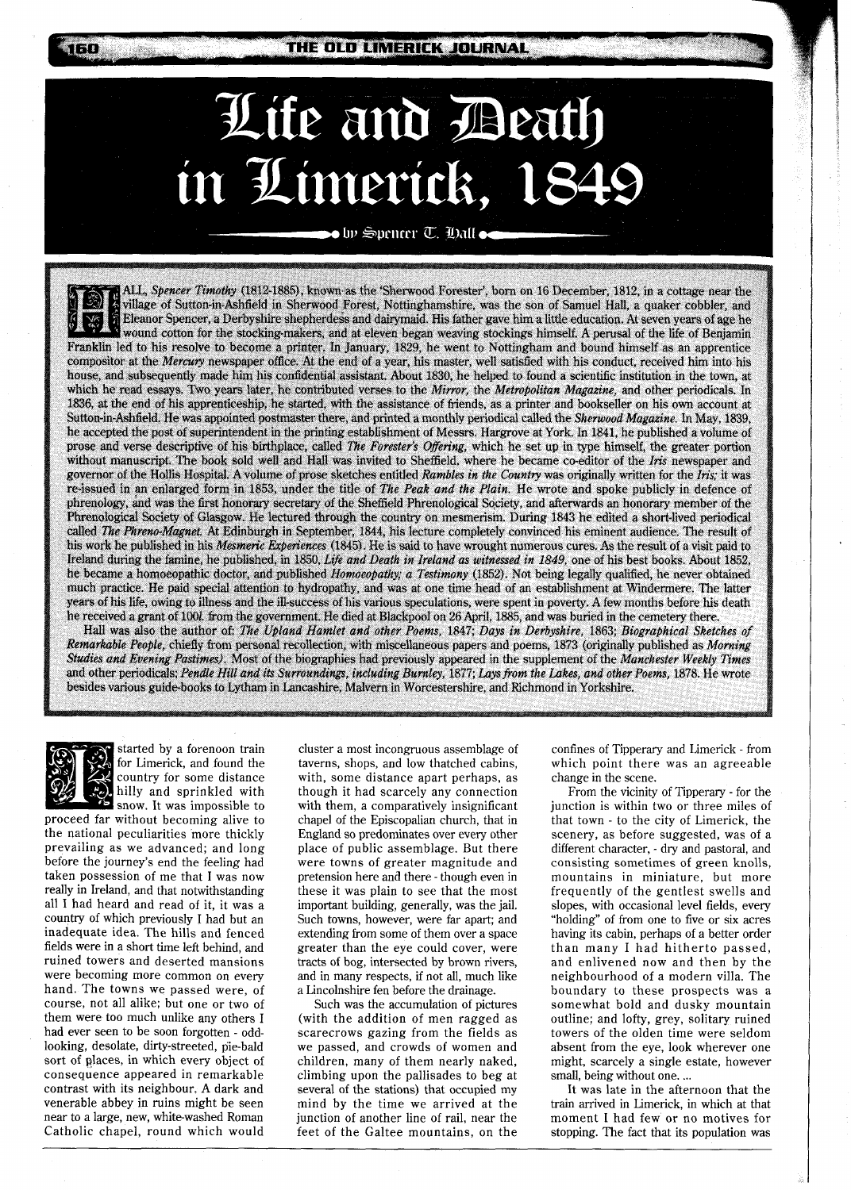# Life and Death in Limerick, 1849

by Spencer T. Hall

HALL, *Spencer Timothy* (1812-1885), known as the 'Sherwood Forester', born on 16 December, 1812, in a cottage near the village of Sutton-in-Ashfield in Sherwood Forest, Nottinghamshire, was the son of Samuel Hall, a quaker cobbler, and Eleanor Spencer, a Derbyshire shepherdess and dairymaid. His father gave him a little education. At seven years of age he wound cotton for the stocking-makers, and at eleven began weaving stockings himself. A perusal of the life of Benjamin Franklin led to his resolve to become a printer. In January, 1829, he went to Nottingham and bound himself as an apprentice compositor at the *Mercury* newspaper office. At the end of a year, his master, well satisfied with his conduct, received him into his house, and subsequently made him his confidential assistant. About 1830, he helped to found a scientific institution in the town, at which he read essays. Two years later, he contributed verses to the *Mirror*, the *Metropolitan Magazine*, and other periodicals. In 1836, at the end of his apprenticeship, he started, with the assistance of friends, as a printer and bookseller on his own account at Sutton-in-Ashfield. He was appointed postmaster there, and printed a monthly periodical called the *Sherwood Magazine*. In May, 1839, he accepted the post of superintendent in the printing establishment of Messrs. Hargrove at York. In 1841, he published a volume of prose and verse descriptive of his birthplace, called *The Forester's Offering*, which he set up in type himself, the greater portion without manuscript. The book sold well and Hall was invited to Sheffield, where he became co-editor of the *Iris* newspaper and governor of the Hollis Hospital. A volume of prose sketches entitled *Rambles in the Country* was originally written for the *Iris*; it was re-issued in an enlarged form in 1853, under the title of *The Peak and the Plain*. He wrote and spoke publicly in defence of phrenology, and was the first honorary secretary of the Sheffield Phrenological Society, and afterwards an honorary member of the Phrenological Society of Glasgow. He lectured through the country on mesmerism. During 1843 he edited a short-lived periodical called *The Phreno-Magnet*. At Edinburgh in September, 1844, his lecture completely convinced his eminent audience. The result of his work he published in his *Mesmeric Experiences* (1845). He is said to have wrought numerous cures. As the result of a visit paid to Ireland during the famine, he published, in 1850, *Life and Death in Ireland as witnessed in 1849*, one of his best books. About 1852, he became a homoeopathic doctor, and published *Homoeopathy, a Testimony* (1852). Not being legally qualified, he never obtained much practice. He paid special attention to hydropathy, and was at one time head of an establishment at Windermere. The latter years of his life, owing to illness and the ill-success of his various speculations, were spent in poverty. A few months before his death he received a grant of 100*l*. from the government. He died at Blackpool on 26 April, 1885, and was buried in the cemetery there.

Hall was also the author of: *The Upland Hamlet and other Poems*, 1847; *Days in Derbyshire*, 1863; *Biographical Sketches of Remarkable People*, chiefly from personal recollection, with miscellaneous papers and poems, 1873 (originally published as *Morning Studies and Evening Pastimes)*. Most of the biographies had previously appeared in the supplement of the *Manchester Weekly Times* and other periodicals; *Pendle Hill and its Surroundings, including Burnley*, 1877; *Lays from the Lakes, and other Poems*, 1878. He wrote besides various guide-books to Lytham in Lancashire, Malvern in Worcestershire, and Richmond in Yorkshire.

I started by a forenoon train for Limerick, and found the country for some distance hilly and sprinkled with snow. It was impossible to proceed far without becoming alive to the national peculiarities more thickly prevailing as we advanced; and long before the journey's end the feeling had taken possession of me that I was now really in Ireland, and that notwithstanding all I had heard and read of it, it was a country of which previously I had but an inadequate idea. The hills and fenced fields were in a short time left behind, and ruined towers and deserted mansions were becoming more common on every hand. The towns we passed were, of course, not all alike; but one or two of them were too much unlike any others I had ever seen to be soon forgotten - odd-looking, desolate, dirty-streeted, pie-bald sort of places, in which every object of consequence appeared in remarkable contrast with its neighbour. A dark and venerable abbey in ruins might be seen near to a large, new, white-washed Roman Catholic chapel, round which would cluster a most incongruous assemblage of taverns, shops, and low thatched cabins, with, some distance apart perhaps, as though it had scarcely any connection with them, a comparatively insignificant chapel of the Episcopalian church, that in England so predominates over every other place of public assemblage. But there were towns of greater magnitude and pretension here and there - though even in these it was plain to see that the most important building, generally, was the jail. Such towns, however, were far apart; and extending from some of them over a space greater than the eye could cover, were tracts of bog, intersected by brown rivers, and in many respects, if not all, much like a Lincolnshire fen before the drainage.

Such was the accumulation of pictures (with the addition of men ragged as scarecrows gazing from the fields as we passed, and crowds of women and children, many of them nearly naked, climbing upon the pallisades to beg at several of the stations) that occupied my mind by the time we arrived at the junction of another line of rail, near the feet of the Galtee mountains, on the confines of Tipperary and Limerick - from which point there was an agreeable change in the scene.

From the vicinity of Tipperary - for the junction is within two or three miles of that town - to the city of Limerick, the scenery, as before suggested, was of a different character, - dry and pastoral, and consisting sometimes of green knolls, mountains in miniature, but more frequently of the gentlest swells and slopes, with occasional level fields, every "holding" of from one to five or six acres having its cabin, perhaps of a better order than many I had hitherto passed, and enlivened now and then by the neighbourhood of a modern villa. The boundary to these prospects was a somewhat bold and dusky mountain outline; and lofty, grey, solitary ruined towers of the olden time were seldom absent from the eye, look wherever one might, scarcely a single estate, however small, being without one. ...

It was late in the afternoon that the train arrived in Limerick, in which at that moment I had few or no motives for stopping. The fact that its population was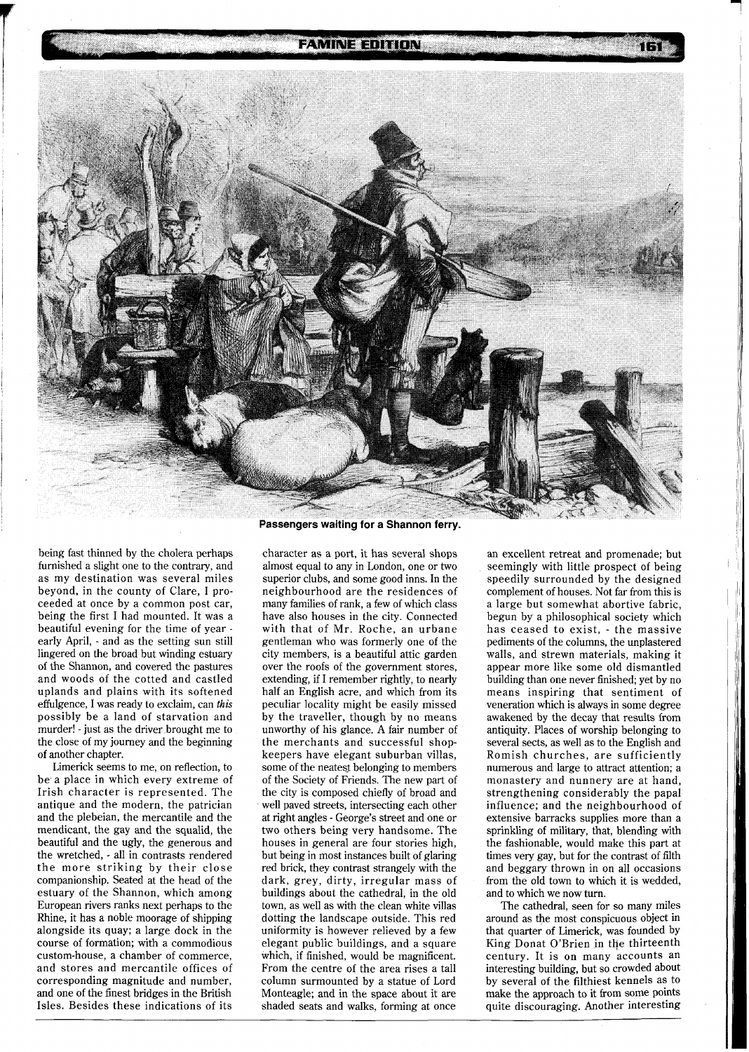Passengers waiting for a Shannon ferry.

being fast thinned by the cholera perhaps furnished a slight one to the contrary, and as my destination was several miles beyond, in the county of Clare, I proceeded at once by a common post car, being the first I had mounted. It was a beautiful evening for the time of year - early April, - and as the setting sun still lingered on the broad but winding estuary of the Shannon, and covered the pastures and woods of the cotted and castled uplands and plains with its softened effulgence, I was ready to exclaim, can *this* possibly be a land of starvation and murder! - just as the driver brought me to the close of my journey and the beginning of another chapter.

Limerick seems to me, on reflection, to be a place in which every extreme of Irish character is represented. The antique and the modern, the patrician and the plebeian, the mercantile and the mendicant, the gay and the squalid, the beautiful and the ugly, the generous and the wretched, - all in contrasts rendered the more striking by their close companionship. Seated at the head of the estuary of the Shannon, which among European rivers ranks next perhaps to the Rhine, it has a noble moorage of shipping alongside its quay; a large dock in the course of formation; with a commodious custom-house, a chamber of commerce, and stores and mercantile offices of corresponding magnitude and number, and one of the finest bridges in the British Isles. Besides these indications of its character as a port, it has several shops almost equal to any in London, one or two superior clubs, and some good inns. In the neighbourhood are the residences of many families of rank, a few of which class have also houses in the city. Connected with that of Mr. Roche, an urbane gentleman who was formerly one of the city members, is a beautiful attic garden over the roofs of the government stores, extending, if I remember rightly, to nearly half an English acre, and which from its peculiar locality might be easily missed by the traveller, though by no means unworthy of his glance. A fair number of the merchants and successful shop-keepers have elegant suburban villas, some of the neatest belonging to members of the Society of Friends. The new part of the city is composed chiefly of broad and well paved streets, intersecting each other at right angles - George's street and one or two others being very handsome. The houses in general are four stories high, but being in most instances built of glaring red brick, they contrast strangely with the dark, grey, dirty, irregular mass of buildings about the cathedral, in the old town, as well as with the clean white villas dotting the landscape outside. This red uniformity is however relieved by a few elegant public buildings, and a square which, if finished, would be magnificent. From the centre of the area rises a tall column surmounted by a statue of Lord Monteagle; and in the space about it are shaded seats and walks, forming at once an excellent retreat and promenade; but seemingly with little prospect of being speedily surrounded by the designed complement of houses. Not far from this is a large but somewhat abortive fabric, begun by a philosophical society which has ceased to exist, - the massive pediments of the columns, the unplastered walls, and strewn materials, making it appear more like some old dismantled building than one never finished; yet by no means inspiring that sentiment of veneration which is always in some degree awakened by the decay that results from antiquity. Places of worship belonging to several sects, as well as to the English and Romish churches, are sufficiently numerous and large to attract attention; a monastery and nunnery are at hand, strengthening considerably the papal influence; and the neighbourhood of extensive barracks supplies more than a sprinkling of military, that, blending with the fashionable, would make this part at times very gay, but for the contrast of filth and beggary thrown in on all occasions from the old town to which it is wedded, and to which we now turn.

The cathedral, seen for so many miles around as the most conspicuous object in that quarter of Limerick, was founded by King Donat O'Brien in the thirteenth century. It is on many accounts an interesting building, but so crowded about by several of the filthiest kennels as to make the approach to it from some points quite discouraging. Another interesting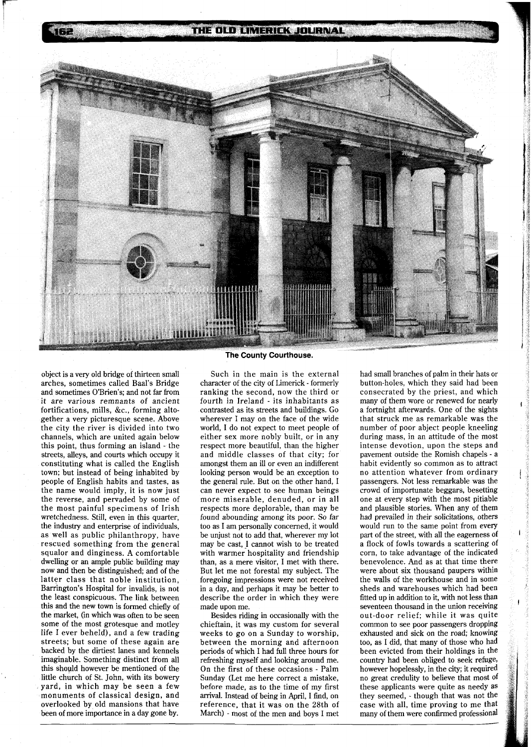The County Courthouse.

object is a very old bridge of thirteen small arches, sometimes called Baal's Bridge and sometimes O'Brien's; and not far from it are various remnants of ancient fortifications, mills, &c., forming altogether a very picturesque scene. Above the city the river is divided into two channels, which are united again below this point, thus forming an island - the streets, alleys, and courts which occupy it constituting what is called the English town; but instead of being inhabited by people of English habits and tastes, as the name would imply, it is now just the reverse, and pervaded by some of the most painful specimens of Irish wretchedness. Still, even in this quarter, the industry and enterprise of individuals, as well as public philanthropy, have rescued something from the general squalor and dinginess. A comfortable dwelling or an ample public building may now and then be distinguished; and of the latter class that noble institution, Barrington's Hospital for invalids, is not the least conspicuous. The link between this and the new town is formed chiefly of the market, (in which was often to be seen some of the most grotesque and motley life I ever beheld), and a few trading streets; but some of these again are backed by the dirtiest lanes and kennels imaginable. Something distinct from all this should however be mentioned of the little church of St. John, with its bowery yard, in which may be seen a few monuments of classical design, and overlooked by old mansions that have been of more importance in a day gone by.

Such in the main is the external character of the city of Limerick - formerly ranking the second, now the third or fourth in Ireland - its inhabitants as contrasted as its streets and buildings. Go wherever I may on the face of the wide world, I do not expect to meet people of either sex more nobly built, or in any respect more beautiful, than the higher and middle classes of that city; for amongst them an ill or even an indifferent looking person would be an exception to the general rule. But on the other hand, I can never expect to see human beings more miserable, denuded, or in all respects more deplorable, than may be found abounding among its poor. So far too as I am personally concerned, it would be unjust not to add that, wherever my lot may be cast, I cannot wish to be treated with warmer hospitality and friendship than, as a mere visitor, I met with there. But let me not forestal my subject. The foregoing impressions were not received in a day, and perhaps it may be better to describe the order in which they were made upon me.

Besides riding in occasionally with the chieftain, it was my custom for several weeks to go on a Sunday to worship, between the morning and afternoon periods of which I had full three hours for refreshing myself and looking around me. On the first of these occasions - Palm Sunday (Let me here correct a mistake, before made, as to the time of my first arrival. Instead of being in April, I find, on reference, that it was on the 28th of March) - most of the men and boys I met had small branches of palm in their hats or button-holes, which they said had been consecrated by the priest, and which many of them wore or renewed for nearly a fortnight afterwards. One of the sights that struck me as remarkable was the number of poor abject people kneeling during mass, in an attitude of the most intense devotion, upon the steps and pavement outside the Romish chapels - a habit evidently so common as to attract no attention whatever from ordinary passengers. Not less remarkable was the crowd of importunate beggars, besetting one at every step with the most pitiable and plausible stories. When any of them had prevailed in their solicitations, others would run to the same point from every part of the street, with all the eagerness of a flock of fowls towards a scattering of corn, to take advantage of the indicated benevolence. And as at that time there were about six thousand paupers within the walls of the workhouse and in some sheds and warehouses which had been fitted up in addition to it, with not less than seventeen thousand in the union receiving out-door relief; while it was quite common to see poor passengers dropping exhausted and sick on the road; knowing too, as I did, that many of those who had been evicted from their holdings in the country had been obliged to seek refuge, however hopelessly, in the city; it required no great credulity to believe that most of these applicants were quite as needy as they seemed, - though that was not the case with all, time proving to me that many of them were confirmed professional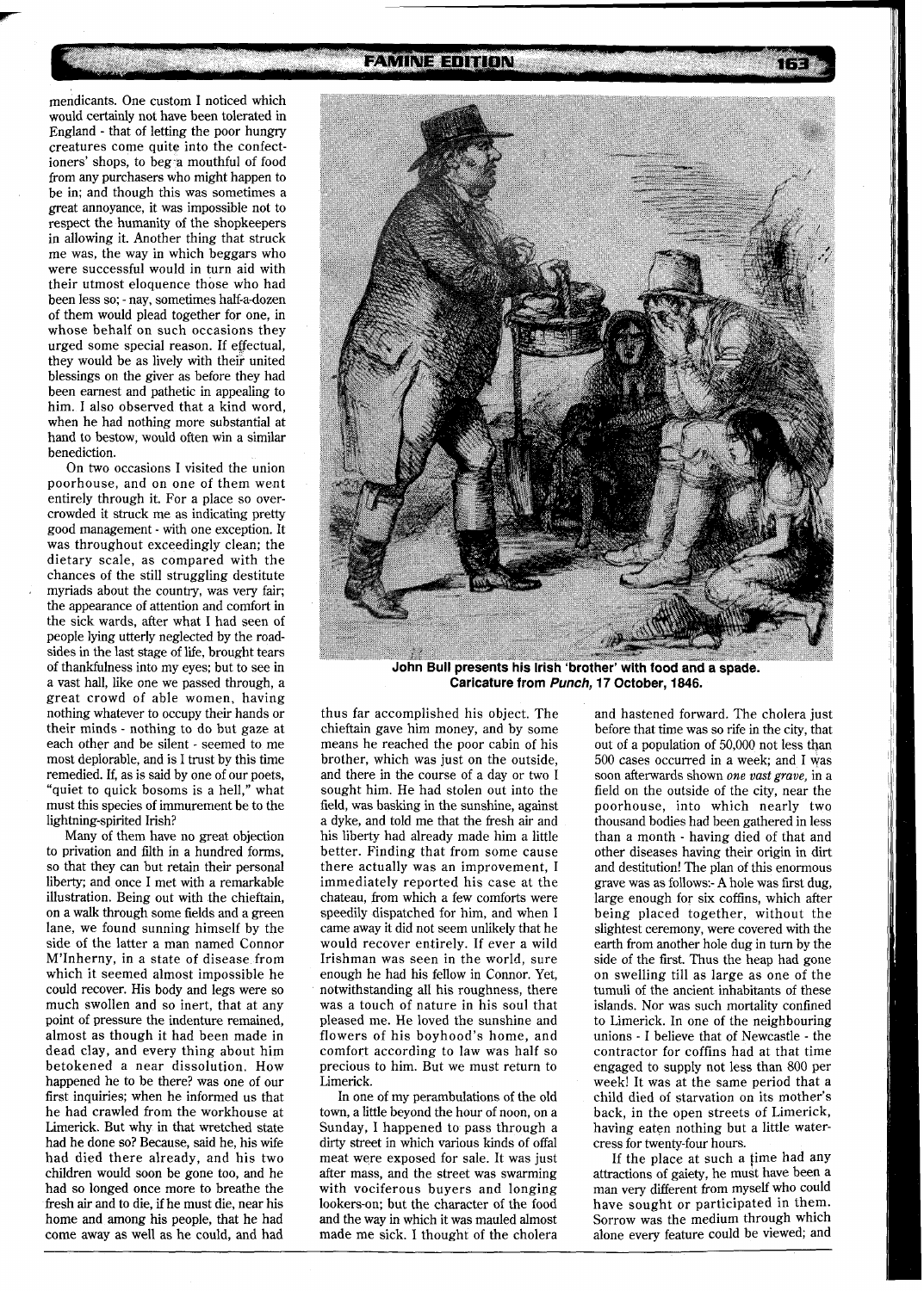mendicants. One custom I noticed which would certainly not have been tolerated in England - that of letting the poor hungry creatures come quite into the confectioners' shops, to beg a mouthful of food from any purchasers who might happen to be in; and though this was sometimes a great annoyance, it was impossible not to respect the humanity of the shopkeepers in allowing it. Another thing that struck me was, the way in which beggars who were successful would in turn aid with their utmost eloquence those who had been less so; - nay, sometimes half-a-dozen of them would plead together for one, in whose behalf on such occasions they urged some special reason. If effectual, they would be as lively with their united blessings on the giver as before they had been earnest and pathetic in appealing to him. I also observed that a kind word, when he had nothing more substantial at hand to bestow, would often win a similar benediction.

On two occasions I visited the union poorhouse, and on one of them went entirely through it. For a place so overcrowded it struck me as indicating pretty good management - with one exception. It was throughout exceedingly clean; the dietary scale, as compared with the chances of the still struggling destitute myriads about the country, was very fair; the appearance of attention and comfort in the sick wards, after what I had seen of people lying utterly neglected by the roadsides in the last stage of life, brought tears of thankfulness into my eyes; but to see in a vast hall, like one we passed through, a great crowd of able women, having nothing whatever to occupy their hands or their minds - nothing to do but gaze at each other and be silent - seemed to me most deplorable, and is I trust by this time remedied. If, as is said by one of our poets, "quiet to quick bosoms is a hell," what must this species of immurement be to the lightning-spirited Irish?

Many of them have no great objection to privation and filth in a hundred forms, so that they can but retain their personal liberty; and once I met with a remarkable illustration. Being out with the chieftain, on a walk through some fields and a green lane, we found sunning himself by the side of the latter a man named Connor M'Inherny, in a state of disease from which it seemed almost impossible he could recover. His body and legs were so much swollen and so inert, that at any point of pressure the indenture remained, almost as though it had been made in dead clay, and every thing about him betokened a near dissolution. How happened he to be there? was one of our first inquiries; when he informed us that he had crawled from the workhouse at Limerick. But why in that wretched state had he done so? Because, said he, his wife had died there already, and his two children would soon be gone too, and he had so longed once more to breathe the fresh air and to die, if he must die, near his home and among his people, that he had come away as well as he could, and had thus far accomplished his object. The chieftain gave him money, and by some means he reached the poor cabin of his brother, which was just on the outside, and there in the course of a day or two I sought him. He had stolen out into the field, was basking in the sunshine, against a dyke, and told me that the fresh air and his liberty had already made him a little better. Finding that from some cause there actually was an improvement, I immediately reported his case at the chateau, from which a few comforts were speedily dispatched for him, and when I came away it did not seem unlikely that he would recover entirely. If ever a wild Irishman was seen in the world, sure enough he had his fellow in Connor. Yet, notwithstanding all his roughness, there was a touch of nature in his soul that pleased me. He loved the sunshine and flowers of his boyhood's home, and comfort according to law was half so precious to him. But we must return to Limerick.

In one of my perambulations of the old town, a little beyond the hour of noon, on a Sunday, I happened to pass through a dirty street in which various kinds of offal meat were exposed for sale. It was just after mass, and the street was swarming with vociferous buyers and longing lookers-on; but the character of the food and the way in which it was mauled almost made me sick. I thought of the cholera and hastened forward. The cholera just before that time was so rife in the city, that out of a population of 50,000 not less than 500 cases occurred in a week; and I was soon afterwards shown *one vast grave*, in a field on the outside of the city, near the poorhouse, into which nearly two thousand bodies had been gathered in less than a month - having died of that and other diseases having their origin in dirt and destitution! The plan of this enormous grave was as follows:- A hole was first dug, large enough for six coffins, which after being placed together, without the slightest ceremony, were covered with the earth from another hole dug in turn by the side of the first. Thus the heap had gone on swelling till as large as one of the tumuli of the ancient inhabitants of these islands. Nor was such mortality confined to Limerick. In one of the neighbouring unions - I believe that of Newcastle - the contractor for coffins had at that time engaged to supply not less than 800 per week! It was at the same period that a child died of starvation on its mother's back, in the open streets of Limerick, having eaten nothing but a little water-cress for twenty-four hours.

If the place at such a time had any attractions of gaiety, he must have been a man very different from myself who could have sought or participated in them. Sorrow was the medium through which alone every feature could be viewed; and

**John Bull presents his Irish 'brother' with food and a spade. Caricature from *Punch*, 17 October, 1846.**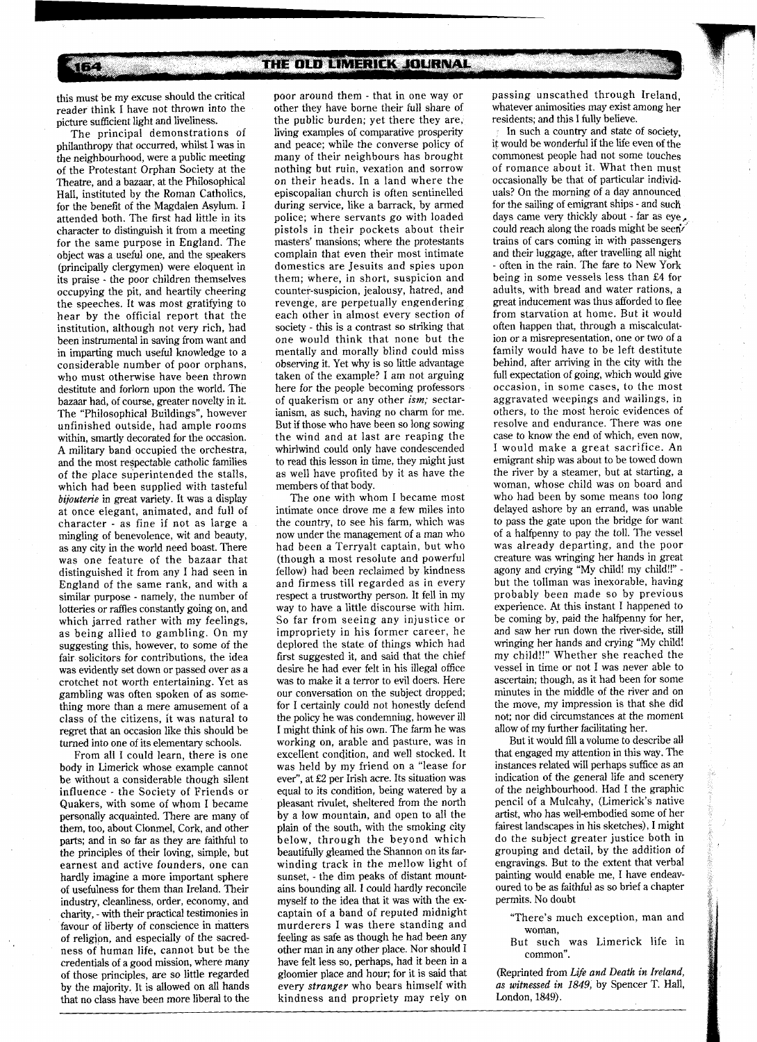this must be my excuse should the critical reader think I have not thrown into the picture sufficient light and liveliness.

The principal demonstrations of philanthropy that occurred, whilst I was in the neighbourhood, were a public meeting of the Protestant Orphan Society at the Theatre, and a bazaar, at the Philosophical Hall, instituted by the Roman Catholics, for the benefit of the Magdalen Asylum. I attended both. The first had little in its character to distinguish it from a meeting for the same purpose in England. The object was a useful one, and the speakers (principally clergymen) were eloquent in its praise - the poor children themselves occupying the pit, and heartily cheering the speeches. It was most gratifying to hear by the official report that the institution, although not very rich, had been instrumental in saving from want and in imparting much useful knowledge to a considerable number of poor orphans, who must otherwise have been thrown destitute and forlorn upon the world. The bazaar had, of course, greater novelty in it. The "Philosophical Buildings", however unfinished outside, had ample rooms within, smartly decorated for the occasion. A military band occupied the orchestra, and the most respectable catholic families of the place superintended the stalls, which had been supplied with tasteful *bijouterie* in great variety. It was a display at once elegant, animated, and full of character - as fine if not as large a mingling of benevolence, wit and beauty, as any city in the world need boast. There was one feature of the bazaar that distinguished it from any I had seen in England of the same rank, and with a similar purpose - namely, the number of lotteries or raffles constantly going on, and which jarred rather with my feelings, as being allied to gambling. On my suggesting this, however, to some of the fair solicitors for contributions, the idea was evidently set down or passed over as a crotchet not worth entertaining. Yet as gambling was often spoken of as something more than a mere amusement of a class of the citizens, it was natural to regret that an occasion like this should be turned into one of its elementary schools.

From all I could learn, there is one body in Limerick whose example cannot be without a considerable though silent influence - the Society of Friends or Quakers, with some of whom I became personally acquainted. There are many of them, too, about Clonmel, Cork, and other parts; and in so far as they are faithful to the principles of their loving, simple, but earnest and active founders, one can hardly imagine a more important sphere of usefulness for them than Ireland. Their industry, cleanliness, order, economy, and charity, - with their practical testimonies in favour of liberty of conscience in matters of religion, and especially of the sacredness of human life, cannot but be the credentials of a good mission, where many of those principles, are so little regarded by the majority. It is allowed on all hands that no class have been more liberal to the poor around them - that in one way or other they have borne their full share of the public burden; yet there they are, living examples of comparative prosperity and peace; while the converse policy of many of their neighbours has brought nothing but ruin, vexation and sorrow on their heads. In a land where the episcopalian church is often sentinelled during service, like a barrack, by armed police; where servants go with loaded pistols in their pockets about their masters' mansions; where the protestants complain that even their most intimate domestics are Jesuits and spies upon them; where, in short, suspicion and counter-suspicion, jealousy, hatred, and revenge, are perpetually engendering each other in almost every section of society - this is a contrast so striking that one would think that none but the mentally and morally blind could miss observing it. Yet why is so little advantage taken of the example? I am not arguing here for the people becoming professors of quakerism or any other *ism;* sectarianism, as such, having no charm for me. But if those who have been so long sowing the wind and at last are reaping the whirlwind could only have condescended to read this lesson in time, they might just as well have profited by it as have the members of that body.

The one with whom I became most intimate once drove me a few miles into the country, to see his farm, which was now under the management of a man who had been a Terryalt captain, but who (though a most resolute and powerful fellow) had been reclaimed by kindness and firmness till regarded as in every respect a trustworthy person. It fell in my way to have a little discourse with him. So far from seeing any injustice or impropriety in his former career, he deplored the state of things which had first suggested it, and said that the chief desire he had ever felt in his illegal office was to make it a terror to evil doers. Here our conversation on the subject dropped; for I certainly could not honestly defend the policy he was condemning, however ill I might think of his own. The farm he was working on, arable and pasture, was in excellent condition, and well stocked. It was held by my friend on a "lease for ever", at £2 per Irish acre. Its situation was equal to its condition, being watered by a pleasant rivulet, sheltered from the north by a low mountain, and open to all the plain of the south, with the smoking city below, through the beyond which beautifully gleamed the Shannon on its far-winding track in the mellow light of sunset, - the dim peaks of distant mountains bounding all. I could hardly reconcile myself to the idea that it was with the ex-captain of a band of reputed midnight murderers I was there standing and feeling as safe as though he had been any other man in any other place. Nor should I have felt less so, perhaps, had it been in a gloomier place and hour; for it is said that every *stranger* who bears himself with kindness and propriety may rely on passing unscathed through Ireland, whatever animosities may exist among her residents; and this I fully believe.

In such a country and state of society, it would be wonderful if the life even of the commonest people had not some touches of romance about it. What then must occasionally be that of particular individuals? On the morning of a day announced for the sailing of emigrant ships - and such days came very thickly about - far as eye could reach along the roads might be seen trains of cars coming in with passengers and their luggage, after travelling all night - often in the rain. The fare to New York being in some vessels less than £4 for adults, with bread and water rations, a great inducement was thus afforded to flee from starvation at home. But it would often happen that, through a miscalculation or a misrepresentation, one or two of a family would have to be left destitute behind, after arriving in the city with the full expectation of going, which would give occasion, in some cases, to the most aggravated weepings and wailings, in others, to the most heroic evidences of resolve and endurance. There was one case to know the end of which, even now, I would make a great sacrifice. An emigrant ship was about to be towed down the river by a steamer, but at starting, a woman, whose child was on board and who had been by some means too long delayed ashore by an errand, was unable to pass the gate upon the bridge for want of a halfpenny to pay the toll. The vessel was already departing, and the poor creature was wringing her hands in great agony and crying "My child! my child!!" - but the tollman was inexorable, having probably been made so by previous experience. At this instant I happened to be coming by, paid the halfpenny for her, and saw her run down the river-side, still wringing her hands and crying "My child! my child!!" Whether she reached the vessel in time or not I was never able to ascertain; though, as it had been for some minutes in the middle of the river and on the move, my impression is that she did not; nor did circumstances at the moment allow of my further facilitating her.

But it would fill a volume to describe all that engaged my attention in this way. The instances related will perhaps suffice as an indication of the general life and scenery of the neighbourhood. Had I the graphic pencil of a Mulcahy, (Limerick's native artist, who has well-embodied some of her fairest landscapes in his sketches), I might do the subject greater justice both in grouping and detail, by the addition of engravings. But to the extent that verbal painting would enable me, I have endeavoured to be as faithful as so brief a chapter permits. No doubt

> "There's much exception, man and woman,
> But such was Limerick life in common".

(Reprinted from *Life and Death in Ireland, as witnessed in 1849*, by Spencer T. Hall, London, 1849).